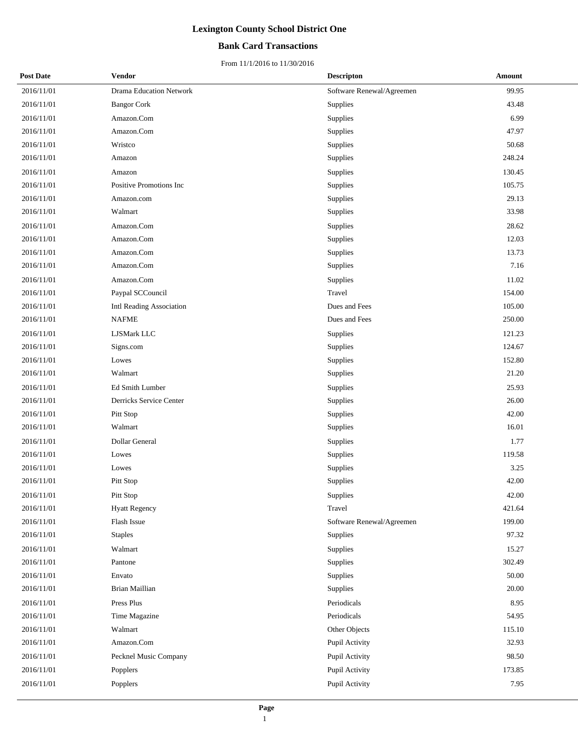# Lexington County School District One

## Bank Card Transactions

From 11/1/2016 to 11/30/2016

| Post Date | Vendor | Descripton | Amount |
|---|---|---|---|
| 2016/11/01 | Drama Education Network | Software Renewal/Agreemen | 99.95 |
| 2016/11/01 | Bangor Cork | Supplies | 43.48 |
| 2016/11/01 | Amazon.Com | Supplies | 6.99 |
| 2016/11/01 | Amazon.Com | Supplies | 47.97 |
| 2016/11/01 | Wristco | Supplies | 50.68 |
| 2016/11/01 | Amazon | Supplies | 248.24 |
| 2016/11/01 | Amazon | Supplies | 130.45 |
| 2016/11/01 | Positive Promotions Inc | Supplies | 105.75 |
| 2016/11/01 | Amazon.com | Supplies | 29.13 |
| 2016/11/01 | Walmart | Supplies | 33.98 |
| 2016/11/01 | Amazon.Com | Supplies | 28.62 |
| 2016/11/01 | Amazon.Com | Supplies | 12.03 |
| 2016/11/01 | Amazon.Com | Supplies | 13.73 |
| 2016/11/01 | Amazon.Com | Supplies | 7.16 |
| 2016/11/01 | Amazon.Com | Supplies | 11.02 |
| 2016/11/01 | Paypal SCCouncil | Travel | 154.00 |
| 2016/11/01 | Intl Reading Association | Dues and Fees | 105.00 |
| 2016/11/01 | NAFME | Dues and Fees | 250.00 |
| 2016/11/01 | LJSMark LLC | Supplies | 121.23 |
| 2016/11/01 | Signs.com | Supplies | 124.67 |
| 2016/11/01 | Lowes | Supplies | 152.80 |
| 2016/11/01 | Walmart | Supplies | 21.20 |
| 2016/11/01 | Ed Smith Lumber | Supplies | 25.93 |
| 2016/11/01 | Derricks Service Center | Supplies | 26.00 |
| 2016/11/01 | Pitt Stop | Supplies | 42.00 |
| 2016/11/01 | Walmart | Supplies | 16.01 |
| 2016/11/01 | Dollar General | Supplies | 1.77 |
| 2016/11/01 | Lowes | Supplies | 119.58 |
| 2016/11/01 | Lowes | Supplies | 3.25 |
| 2016/11/01 | Pitt Stop | Supplies | 42.00 |
| 2016/11/01 | Pitt Stop | Supplies | 42.00 |
| 2016/11/01 | Hyatt Regency | Travel | 421.64 |
| 2016/11/01 | Flash Issue | Software Renewal/Agreemen | 199.00 |
| 2016/11/01 | Staples | Supplies | 97.32 |
| 2016/11/01 | Walmart | Supplies | 15.27 |
| 2016/11/01 | Pantone | Supplies | 302.49 |
| 2016/11/01 | Envato | Supplies | 50.00 |
| 2016/11/01 | Brian Maillian | Supplies | 20.00 |
| 2016/11/01 | Press Plus | Periodicals | 8.95 |
| 2016/11/01 | Time Magazine | Periodicals | 54.95 |
| 2016/11/01 | Walmart | Other Objects | 115.10 |
| 2016/11/01 | Amazon.Com | Pupil Activity | 32.93 |
| 2016/11/01 | Pecknel Music Company | Pupil Activity | 98.50 |
| 2016/11/01 | Popplers | Pupil Activity | 173.85 |
| 2016/11/01 | Popplers | Pupil Activity | 7.95 |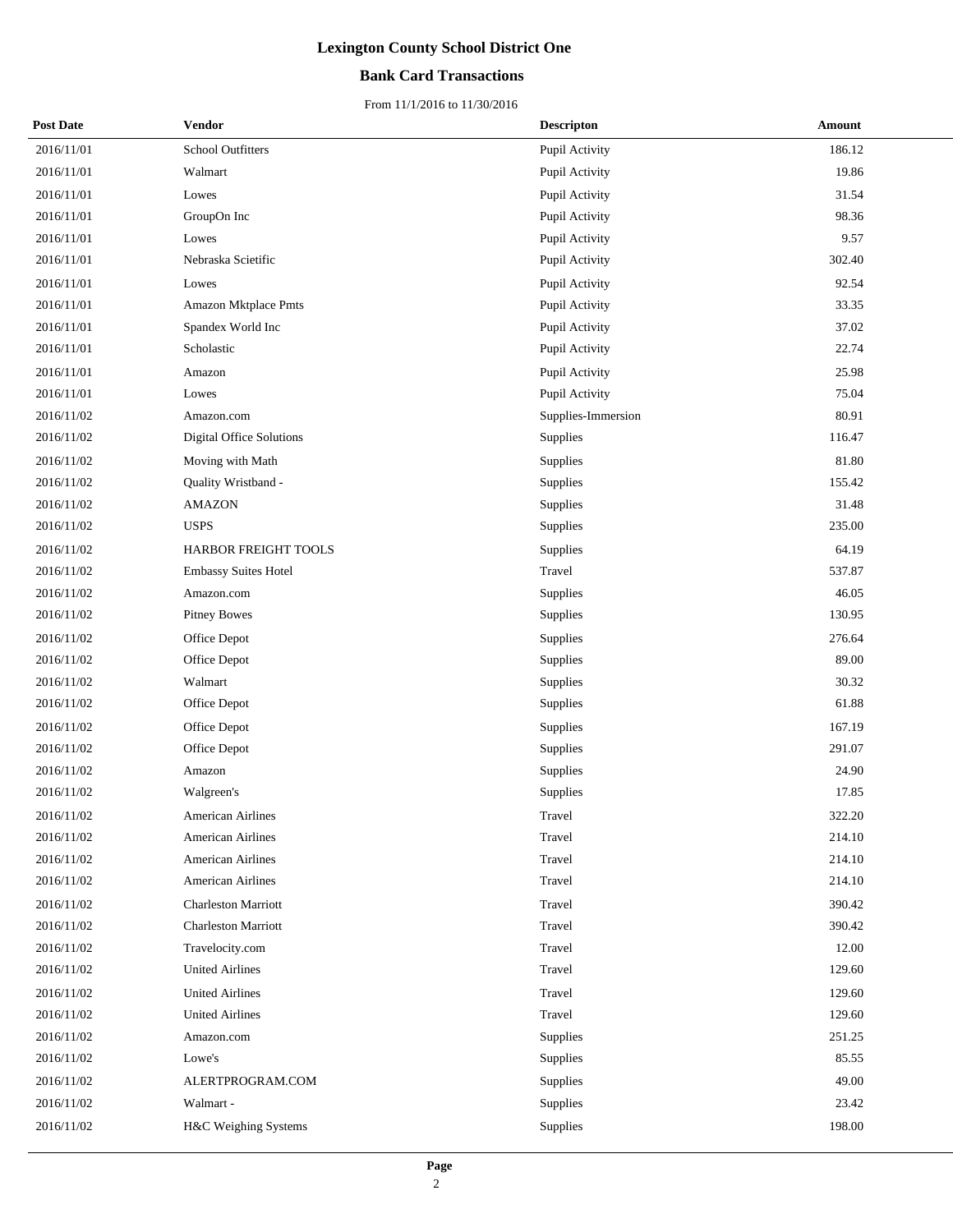# Lexington County School District One

## Bank Card Transactions

From 11/1/2016 to 11/30/2016

| Post Date | Vendor | Descripton | Amount |
|---|---|---|---|
| 2016/11/01 | School Outfitters | Pupil Activity | 186.12 |
| 2016/11/01 | Walmart | Pupil Activity | 19.86 |
| 2016/11/01 | Lowes | Pupil Activity | 31.54 |
| 2016/11/01 | GroupOn Inc | Pupil Activity | 98.36 |
| 2016/11/01 | Lowes | Pupil Activity | 9.57 |
| 2016/11/01 | Nebraska Scietific | Pupil Activity | 302.40 |
| 2016/11/01 | Lowes | Pupil Activity | 92.54 |
| 2016/11/01 | Amazon Mktplace Pmts | Pupil Activity | 33.35 |
| 2016/11/01 | Spandex World Inc | Pupil Activity | 37.02 |
| 2016/11/01 | Scholastic | Pupil Activity | 22.74 |
| 2016/11/01 | Amazon | Pupil Activity | 25.98 |
| 2016/11/01 | Lowes | Pupil Activity | 75.04 |
| 2016/11/02 | Amazon.com | Supplies-Immersion | 80.91 |
| 2016/11/02 | Digital Office Solutions | Supplies | 116.47 |
| 2016/11/02 | Moving with Math | Supplies | 81.80 |
| 2016/11/02 | Quality Wristband - | Supplies | 155.42 |
| 2016/11/02 | AMAZON | Supplies | 31.48 |
| 2016/11/02 | USPS | Supplies | 235.00 |
| 2016/11/02 | HARBOR FREIGHT TOOLS | Supplies | 64.19 |
| 2016/11/02 | Embassy Suites Hotel | Travel | 537.87 |
| 2016/11/02 | Amazon.com | Supplies | 46.05 |
| 2016/11/02 | Pitney Bowes | Supplies | 130.95 |
| 2016/11/02 | Office Depot | Supplies | 276.64 |
| 2016/11/02 | Office Depot | Supplies | 89.00 |
| 2016/11/02 | Walmart | Supplies | 30.32 |
| 2016/11/02 | Office Depot | Supplies | 61.88 |
| 2016/11/02 | Office Depot | Supplies | 167.19 |
| 2016/11/02 | Office Depot | Supplies | 291.07 |
| 2016/11/02 | Amazon | Supplies | 24.90 |
| 2016/11/02 | Walgreen's | Supplies | 17.85 |
| 2016/11/02 | American Airlines | Travel | 322.20 |
| 2016/11/02 | American Airlines | Travel | 214.10 |
| 2016/11/02 | American Airlines | Travel | 214.10 |
| 2016/11/02 | American Airlines | Travel | 214.10 |
| 2016/11/02 | Charleston Marriott | Travel | 390.42 |
| 2016/11/02 | Charleston Marriott | Travel | 390.42 |
| 2016/11/02 | Travelocity.com | Travel | 12.00 |
| 2016/11/02 | United Airlines | Travel | 129.60 |
| 2016/11/02 | United Airlines | Travel | 129.60 |
| 2016/11/02 | United Airlines | Travel | 129.60 |
| 2016/11/02 | Amazon.com | Supplies | 251.25 |
| 2016/11/02 | Lowe's | Supplies | 85.55 |
| 2016/11/02 | ALERTPROGRAM.COM | Supplies | 49.00 |
| 2016/11/02 | Walmart - | Supplies | 23.42 |
| 2016/11/02 | H&C Weighing Systems | Supplies | 198.00 |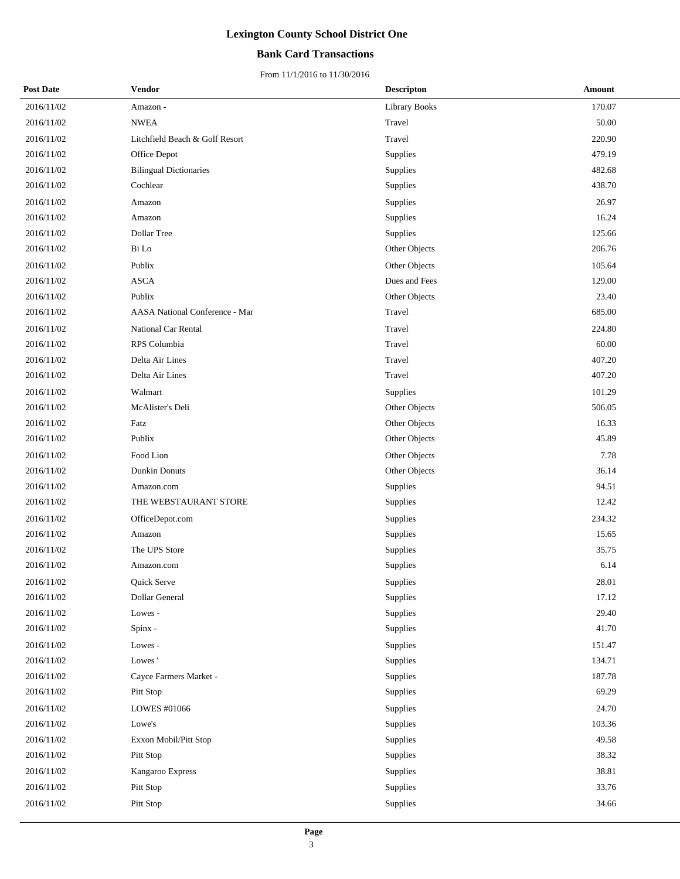# Lexington County School District One

## Bank Card Transactions

From 11/1/2016 to 11/30/2016

| Post Date | Vendor | Descripton | Amount |
|---|---|---|---|
| 2016/11/02 | Amazon - | Library Books | 170.07 |
| 2016/11/02 | NWEA | Travel | 50.00 |
| 2016/11/02 | Litchfield Beach & Golf Resort | Travel | 220.90 |
| 2016/11/02 | Office Depot | Supplies | 479.19 |
| 2016/11/02 | Bilingual Dictionaries | Supplies | 482.68 |
| 2016/11/02 | Cochlear | Supplies | 438.70 |
| 2016/11/02 | Amazon | Supplies | 26.97 |
| 2016/11/02 | Amazon | Supplies | 16.24 |
| 2016/11/02 | Dollar Tree | Supplies | 125.66 |
| 2016/11/02 | Bi Lo | Other Objects | 206.76 |
| 2016/11/02 | Publix | Other Objects | 105.64 |
| 2016/11/02 | ASCA | Dues and Fees | 129.00 |
| 2016/11/02 | Publix | Other Objects | 23.40 |
| 2016/11/02 | AASA National Conference - Mar | Travel | 685.00 |
| 2016/11/02 | National Car Rental | Travel | 224.80 |
| 2016/11/02 | RPS Columbia | Travel | 60.00 |
| 2016/11/02 | Delta Air Lines | Travel | 407.20 |
| 2016/11/02 | Delta Air Lines | Travel | 407.20 |
| 2016/11/02 | Walmart | Supplies | 101.29 |
| 2016/11/02 | McAlister's Deli | Other Objects | 506.05 |
| 2016/11/02 | Fatz | Other Objects | 16.33 |
| 2016/11/02 | Publix | Other Objects | 45.89 |
| 2016/11/02 | Food Lion | Other Objects | 7.78 |
| 2016/11/02 | Dunkin Donuts | Other Objects | 36.14 |
| 2016/11/02 | Amazon.com | Supplies | 94.51 |
| 2016/11/02 | THE WEBSTAURANT STORE | Supplies | 12.42 |
| 2016/11/02 | OfficeDepot.com | Supplies | 234.32 |
| 2016/11/02 | Amazon | Supplies | 15.65 |
| 2016/11/02 | The UPS Store | Supplies | 35.75 |
| 2016/11/02 | Amazon.com | Supplies | 6.14 |
| 2016/11/02 | Quick Serve | Supplies | 28.01 |
| 2016/11/02 | Dollar General | Supplies | 17.12 |
| 2016/11/02 | Lowes - | Supplies | 29.40 |
| 2016/11/02 | Spinx - | Supplies | 41.70 |
| 2016/11/02 | Lowes - | Supplies | 151.47 |
| 2016/11/02 | Lowes ' | Supplies | 134.71 |
| 2016/11/02 | Cayce Farmers Market - | Supplies | 187.78 |
| 2016/11/02 | Pitt Stop | Supplies | 69.29 |
| 2016/11/02 | LOWES #01066 | Supplies | 24.70 |
| 2016/11/02 | Lowe's | Supplies | 103.36 |
| 2016/11/02 | Exxon Mobil/Pitt Stop | Supplies | 49.58 |
| 2016/11/02 | Pitt Stop | Supplies | 38.32 |
| 2016/11/02 | Kangaroo Express | Supplies | 38.81 |
| 2016/11/02 | Pitt Stop | Supplies | 33.76 |
| 2016/11/02 | Pitt Stop | Supplies | 34.66 |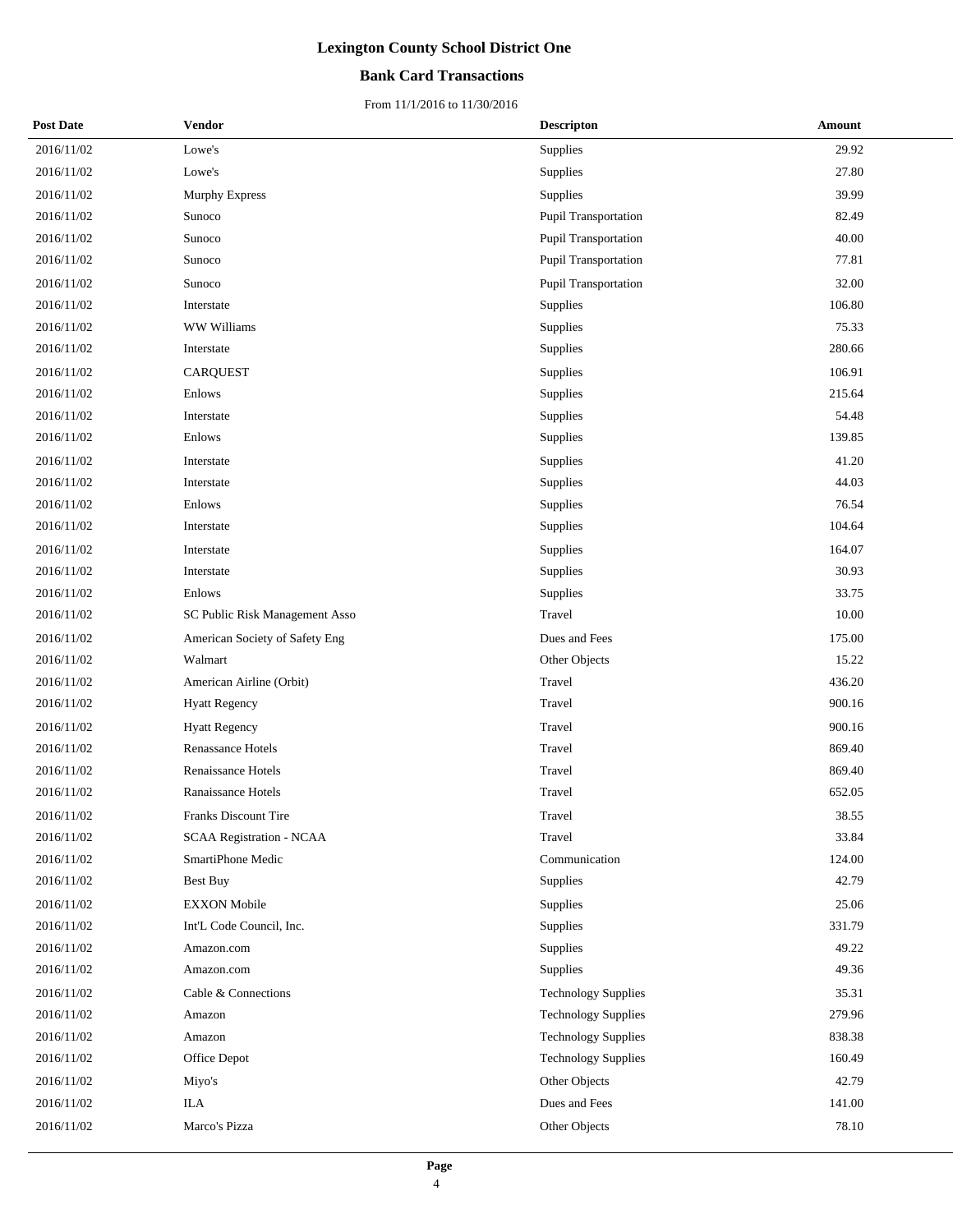# Lexington County School District One

## Bank Card Transactions

From 11/1/2016 to 11/30/2016

| Post Date | Vendor | Descripton | Amount |
|---|---|---|---|
| 2016/11/02 | Lowe's | Supplies | 29.92 |
| 2016/11/02 | Lowe's | Supplies | 27.80 |
| 2016/11/02 | Murphy Express | Supplies | 39.99 |
| 2016/11/02 | Sunoco | Pupil Transportation | 82.49 |
| 2016/11/02 | Sunoco | Pupil Transportation | 40.00 |
| 2016/11/02 | Sunoco | Pupil Transportation | 77.81 |
| 2016/11/02 | Sunoco | Pupil Transportation | 32.00 |
| 2016/11/02 | Interstate | Supplies | 106.80 |
| 2016/11/02 | WW Williams | Supplies | 75.33 |
| 2016/11/02 | Interstate | Supplies | 280.66 |
| 2016/11/02 | CARQUEST | Supplies | 106.91 |
| 2016/11/02 | Enlows | Supplies | 215.64 |
| 2016/11/02 | Interstate | Supplies | 54.48 |
| 2016/11/02 | Enlows | Supplies | 139.85 |
| 2016/11/02 | Interstate | Supplies | 41.20 |
| 2016/11/02 | Interstate | Supplies | 44.03 |
| 2016/11/02 | Enlows | Supplies | 76.54 |
| 2016/11/02 | Interstate | Supplies | 104.64 |
| 2016/11/02 | Interstate | Supplies | 164.07 |
| 2016/11/02 | Interstate | Supplies | 30.93 |
| 2016/11/02 | Enlows | Supplies | 33.75 |
| 2016/11/02 | SC Public Risk Management Asso | Travel | 10.00 |
| 2016/11/02 | American Society of Safety Eng | Dues and Fees | 175.00 |
| 2016/11/02 | Walmart | Other Objects | 15.22 |
| 2016/11/02 | American Airline (Orbit) | Travel | 436.20 |
| 2016/11/02 | Hyatt Regency | Travel | 900.16 |
| 2016/11/02 | Hyatt Regency | Travel | 900.16 |
| 2016/11/02 | Renassance Hotels | Travel | 869.40 |
| 2016/11/02 | Renaissance Hotels | Travel | 869.40 |
| 2016/11/02 | Ranaissance Hotels | Travel | 652.05 |
| 2016/11/02 | Franks Discount Tire | Travel | 38.55 |
| 2016/11/02 | SCAA Registration - NCAA | Travel | 33.84 |
| 2016/11/02 | SmartiPhone Medic | Communication | 124.00 |
| 2016/11/02 | Best Buy | Supplies | 42.79 |
| 2016/11/02 | EXXON Mobile | Supplies | 25.06 |
| 2016/11/02 | Int'L Code Council, Inc. | Supplies | 331.79 |
| 2016/11/02 | Amazon.com | Supplies | 49.22 |
| 2016/11/02 | Amazon.com | Supplies | 49.36 |
| 2016/11/02 | Cable & Connections | Technology Supplies | 35.31 |
| 2016/11/02 | Amazon | Technology Supplies | 279.96 |
| 2016/11/02 | Amazon | Technology Supplies | 838.38 |
| 2016/11/02 | Office Depot | Technology Supplies | 160.49 |
| 2016/11/02 | Miyo's | Other Objects | 42.79 |
| 2016/11/02 | ILA | Dues and Fees | 141.00 |
| 2016/11/02 | Marco's Pizza | Other Objects | 78.10 |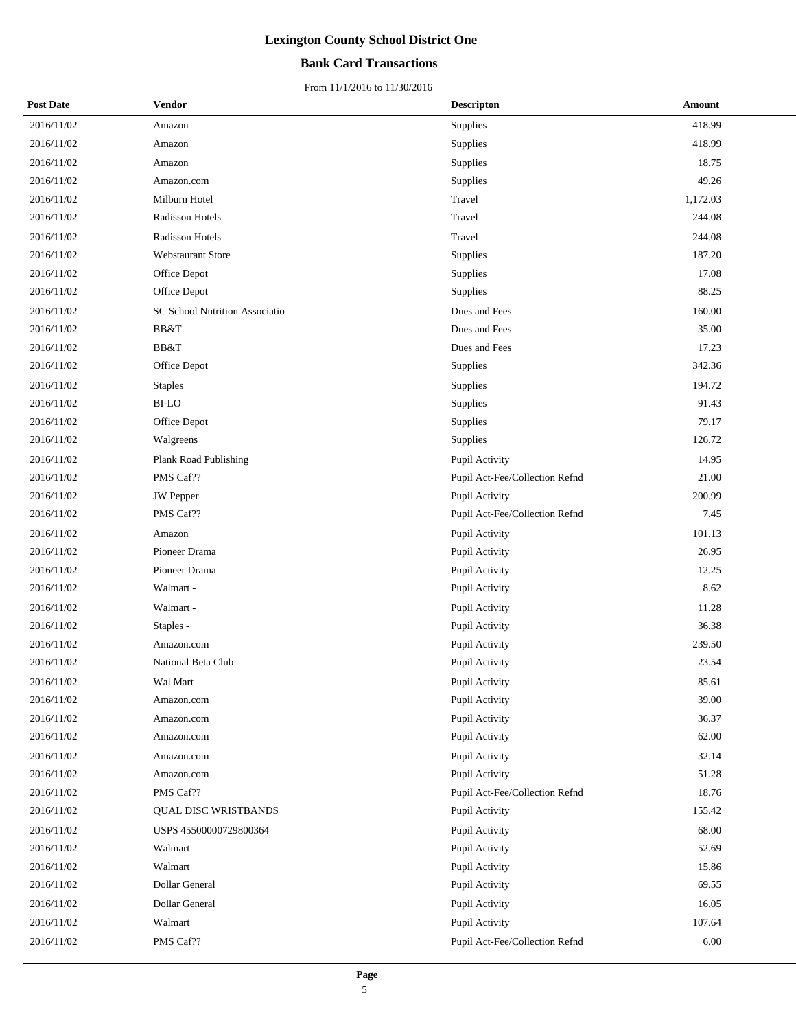# Lexington County School District One

## Bank Card Transactions

From 11/1/2016 to 11/30/2016

| Post Date | Vendor | Descripton | Amount |
|---|---|---|---|
| 2016/11/02 | Amazon | Supplies | 418.99 |
| 2016/11/02 | Amazon | Supplies | 418.99 |
| 2016/11/02 | Amazon | Supplies | 18.75 |
| 2016/11/02 | Amazon.com | Supplies | 49.26 |
| 2016/11/02 | Milburn Hotel | Travel | 1,172.03 |
| 2016/11/02 | Radisson Hotels | Travel | 244.08 |
| 2016/11/02 | Radisson Hotels | Travel | 244.08 |
| 2016/11/02 | Webstaurant Store | Supplies | 187.20 |
| 2016/11/02 | Office Depot | Supplies | 17.08 |
| 2016/11/02 | Office Depot | Supplies | 88.25 |
| 2016/11/02 | SC School Nutrition Associatio | Dues and Fees | 160.00 |
| 2016/11/02 | BB&T | Dues and Fees | 35.00 |
| 2016/11/02 | BB&T | Dues and Fees | 17.23 |
| 2016/11/02 | Office Depot | Supplies | 342.36 |
| 2016/11/02 | Staples | Supplies | 194.72 |
| 2016/11/02 | BI-LO | Supplies | 91.43 |
| 2016/11/02 | Office Depot | Supplies | 79.17 |
| 2016/11/02 | Walgreens | Supplies | 126.72 |
| 2016/11/02 | Plank Road Publishing | Pupil Activity | 14.95 |
| 2016/11/02 | PMS Caf?? | Pupil Act-Fee/Collection Refnd | 21.00 |
| 2016/11/02 | JW Pepper | Pupil Activity | 200.99 |
| 2016/11/02 | PMS Caf?? | Pupil Act-Fee/Collection Refnd | 7.45 |
| 2016/11/02 | Amazon | Pupil Activity | 101.13 |
| 2016/11/02 | Pioneer Drama | Pupil Activity | 26.95 |
| 2016/11/02 | Pioneer Drama | Pupil Activity | 12.25 |
| 2016/11/02 | Walmart - | Pupil Activity | 8.62 |
| 2016/11/02 | Walmart - | Pupil Activity | 11.28 |
| 2016/11/02 | Staples - | Pupil Activity | 36.38 |
| 2016/11/02 | Amazon.com | Pupil Activity | 239.50 |
| 2016/11/02 | National Beta Club | Pupil Activity | 23.54 |
| 2016/11/02 | Wal Mart | Pupil Activity | 85.61 |
| 2016/11/02 | Amazon.com | Pupil Activity | 39.00 |
| 2016/11/02 | Amazon.com | Pupil Activity | 36.37 |
| 2016/11/02 | Amazon.com | Pupil Activity | 62.00 |
| 2016/11/02 | Amazon.com | Pupil Activity | 32.14 |
| 2016/11/02 | Amazon.com | Pupil Activity | 51.28 |
| 2016/11/02 | PMS Caf?? | Pupil Act-Fee/Collection Refnd | 18.76 |
| 2016/11/02 | QUAL DISC WRISTBANDS | Pupil Activity | 155.42 |
| 2016/11/02 | USPS 45500000729800364 | Pupil Activity | 68.00 |
| 2016/11/02 | Walmart | Pupil Activity | 52.69 |
| 2016/11/02 | Walmart | Pupil Activity | 15.86 |
| 2016/11/02 | Dollar General | Pupil Activity | 69.55 |
| 2016/11/02 | Dollar General | Pupil Activity | 16.05 |
| 2016/11/02 | Walmart | Pupil Activity | 107.64 |
| 2016/11/02 | PMS Caf?? | Pupil Act-Fee/Collection Refnd | 6.00 |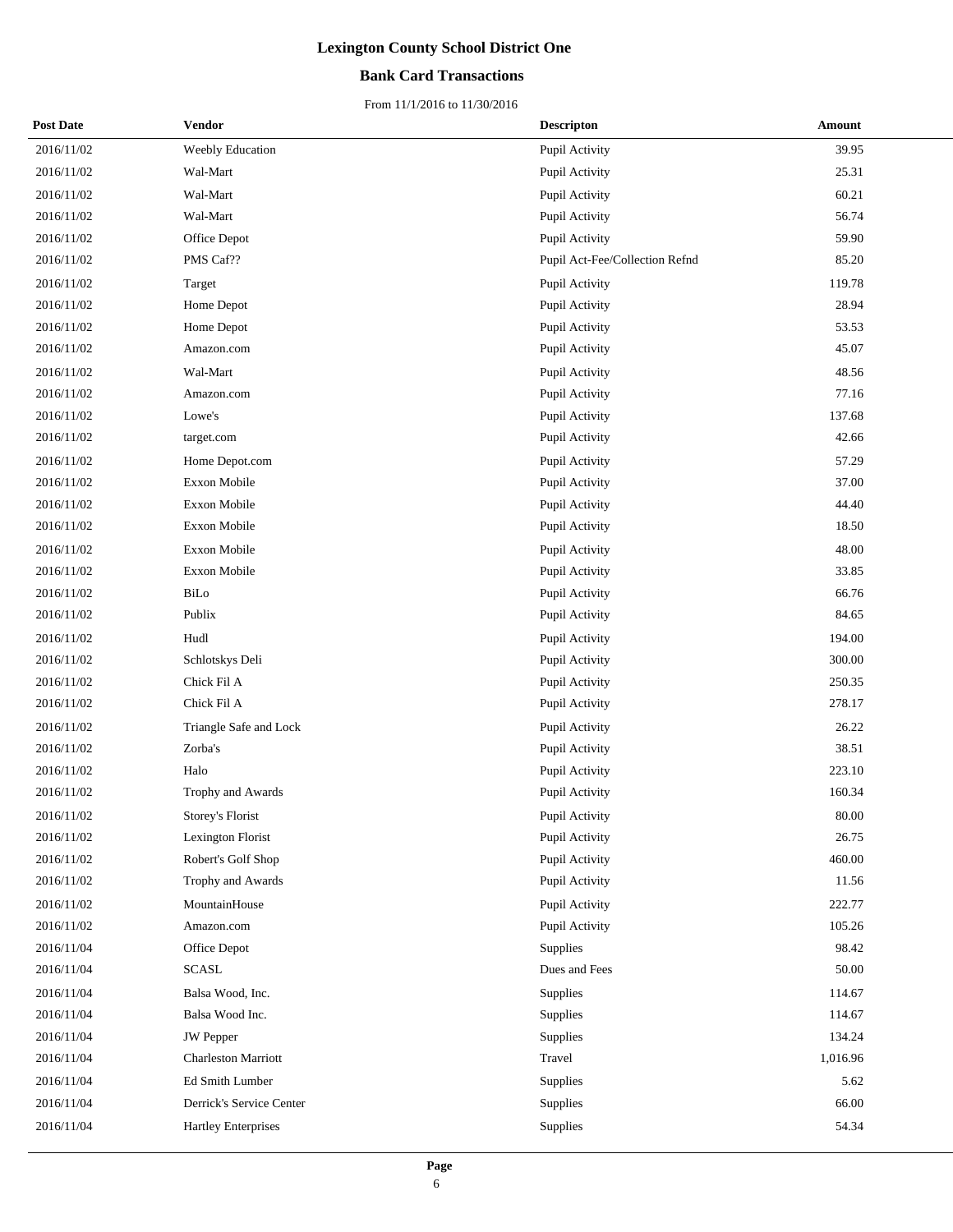# Lexington County School District One

## Bank Card Transactions

From 11/1/2016 to 11/30/2016

| Post Date | Vendor | Descripton | Amount |
| --- | --- | --- | --- |
| 2016/11/02 | Weebly Education | Pupil Activity | 39.95 |
| 2016/11/02 | Wal-Mart | Pupil Activity | 25.31 |
| 2016/11/02 | Wal-Mart | Pupil Activity | 60.21 |
| 2016/11/02 | Wal-Mart | Pupil Activity | 56.74 |
| 2016/11/02 | Office Depot | Pupil Activity | 59.90 |
| 2016/11/02 | PMS Caf?? | Pupil Act-Fee/Collection Refnd | 85.20 |
| 2016/11/02 | Target | Pupil Activity | 119.78 |
| 2016/11/02 | Home Depot | Pupil Activity | 28.94 |
| 2016/11/02 | Home Depot | Pupil Activity | 53.53 |
| 2016/11/02 | Amazon.com | Pupil Activity | 45.07 |
| 2016/11/02 | Wal-Mart | Pupil Activity | 48.56 |
| 2016/11/02 | Amazon.com | Pupil Activity | 77.16 |
| 2016/11/02 | Lowe's | Pupil Activity | 137.68 |
| 2016/11/02 | target.com | Pupil Activity | 42.66 |
| 2016/11/02 | Home Depot.com | Pupil Activity | 57.29 |
| 2016/11/02 | Exxon Mobile | Pupil Activity | 37.00 |
| 2016/11/02 | Exxon Mobile | Pupil Activity | 44.40 |
| 2016/11/02 | Exxon Mobile | Pupil Activity | 18.50 |
| 2016/11/02 | Exxon Mobile | Pupil Activity | 48.00 |
| 2016/11/02 | Exxon Mobile | Pupil Activity | 33.85 |
| 2016/11/02 | BiLo | Pupil Activity | 66.76 |
| 2016/11/02 | Publix | Pupil Activity | 84.65 |
| 2016/11/02 | Hudl | Pupil Activity | 194.00 |
| 2016/11/02 | Schlotskys Deli | Pupil Activity | 300.00 |
| 2016/11/02 | Chick Fil A | Pupil Activity | 250.35 |
| 2016/11/02 | Chick Fil A | Pupil Activity | 278.17 |
| 2016/11/02 | Triangle Safe and Lock | Pupil Activity | 26.22 |
| 2016/11/02 | Zorba's | Pupil Activity | 38.51 |
| 2016/11/02 | Halo | Pupil Activity | 223.10 |
| 2016/11/02 | Trophy and Awards | Pupil Activity | 160.34 |
| 2016/11/02 | Storey's Florist | Pupil Activity | 80.00 |
| 2016/11/02 | Lexington Florist | Pupil Activity | 26.75 |
| 2016/11/02 | Robert's Golf Shop | Pupil Activity | 460.00 |
| 2016/11/02 | Trophy and Awards | Pupil Activity | 11.56 |
| 2016/11/02 | MountainHouse | Pupil Activity | 222.77 |
| 2016/11/02 | Amazon.com | Pupil Activity | 105.26 |
| 2016/11/04 | Office Depot | Supplies | 98.42 |
| 2016/11/04 | SCASL | Dues and Fees | 50.00 |
| 2016/11/04 | Balsa Wood, Inc. | Supplies | 114.67 |
| 2016/11/04 | Balsa Wood Inc. | Supplies | 114.67 |
| 2016/11/04 | JW Pepper | Supplies | 134.24 |
| 2016/11/04 | Charleston Marriott | Travel | 1,016.96 |
| 2016/11/04 | Ed Smith Lumber | Supplies | 5.62 |
| 2016/11/04 | Derrick's Service Center | Supplies | 66.00 |
| 2016/11/04 | Hartley Enterprises | Supplies | 54.34 |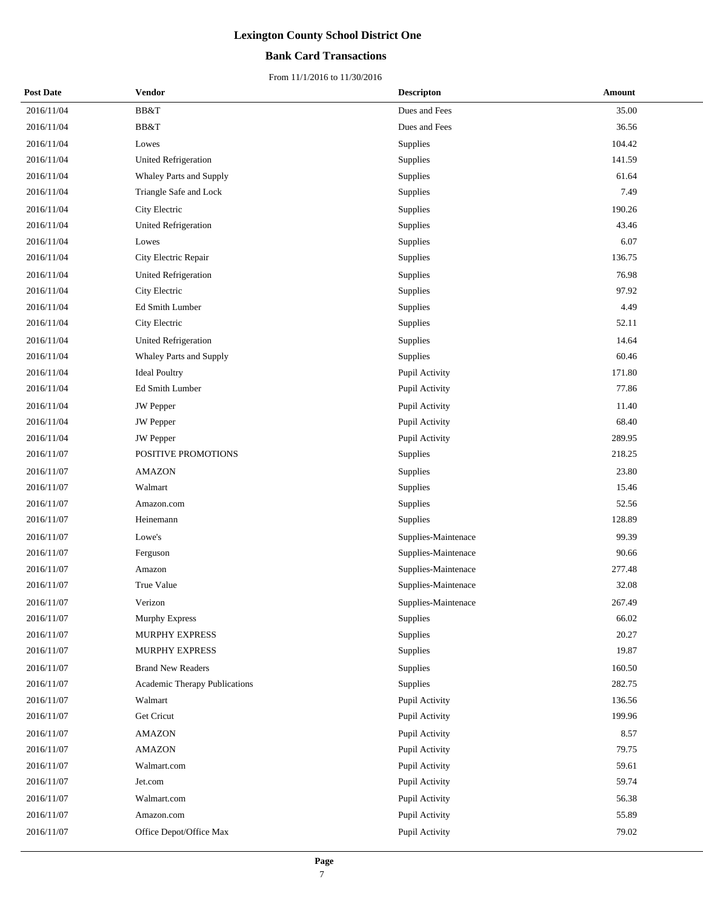# Lexington County School District One

## Bank Card Transactions

From 11/1/2016 to 11/30/2016

| Post Date | Vendor | Descripton | Amount |
|---|---|---|---|
| 2016/11/04 | BB&T | Dues and Fees | 35.00 |
| 2016/11/04 | BB&T | Dues and Fees | 36.56 |
| 2016/11/04 | Lowes | Supplies | 104.42 |
| 2016/11/04 | United Refrigeration | Supplies | 141.59 |
| 2016/11/04 | Whaley Parts and Supply | Supplies | 61.64 |
| 2016/11/04 | Triangle Safe and Lock | Supplies | 7.49 |
| 2016/11/04 | City Electric | Supplies | 190.26 |
| 2016/11/04 | United Refrigeration | Supplies | 43.46 |
| 2016/11/04 | Lowes | Supplies | 6.07 |
| 2016/11/04 | City Electric Repair | Supplies | 136.75 |
| 2016/11/04 | United Refrigeration | Supplies | 76.98 |
| 2016/11/04 | City Electric | Supplies | 97.92 |
| 2016/11/04 | Ed Smith Lumber | Supplies | 4.49 |
| 2016/11/04 | City Electric | Supplies | 52.11 |
| 2016/11/04 | United Refrigeration | Supplies | 14.64 |
| 2016/11/04 | Whaley Parts and Supply | Supplies | 60.46 |
| 2016/11/04 | Ideal Poultry | Pupil Activity | 171.80 |
| 2016/11/04 | Ed Smith Lumber | Pupil Activity | 77.86 |
| 2016/11/04 | JW Pepper | Pupil Activity | 11.40 |
| 2016/11/04 | JW Pepper | Pupil Activity | 68.40 |
| 2016/11/04 | JW Pepper | Pupil Activity | 289.95 |
| 2016/11/07 | POSITIVE PROMOTIONS | Supplies | 218.25 |
| 2016/11/07 | AMAZON | Supplies | 23.80 |
| 2016/11/07 | Walmart | Supplies | 15.46 |
| 2016/11/07 | Amazon.com | Supplies | 52.56 |
| 2016/11/07 | Heinemann | Supplies | 128.89 |
| 2016/11/07 | Lowe's | Supplies-Maintenace | 99.39 |
| 2016/11/07 | Ferguson | Supplies-Maintenace | 90.66 |
| 2016/11/07 | Amazon | Supplies-Maintenace | 277.48 |
| 2016/11/07 | True Value | Supplies-Maintenace | 32.08 |
| 2016/11/07 | Verizon | Supplies-Maintenace | 267.49 |
| 2016/11/07 | Murphy Express | Supplies | 66.02 |
| 2016/11/07 | MURPHY EXPRESS | Supplies | 20.27 |
| 2016/11/07 | MURPHY EXPRESS | Supplies | 19.87 |
| 2016/11/07 | Brand New Readers | Supplies | 160.50 |
| 2016/11/07 | Academic Therapy Publications | Supplies | 282.75 |
| 2016/11/07 | Walmart | Pupil Activity | 136.56 |
| 2016/11/07 | Get Cricut | Pupil Activity | 199.96 |
| 2016/11/07 | AMAZON | Pupil Activity | 8.57 |
| 2016/11/07 | AMAZON | Pupil Activity | 79.75 |
| 2016/11/07 | Walmart.com | Pupil Activity | 59.61 |
| 2016/11/07 | Jet.com | Pupil Activity | 59.74 |
| 2016/11/07 | Walmart.com | Pupil Activity | 56.38 |
| 2016/11/07 | Amazon.com | Pupil Activity | 55.89 |
| 2016/11/07 | Office Depot/Office Max | Pupil Activity | 79.02 |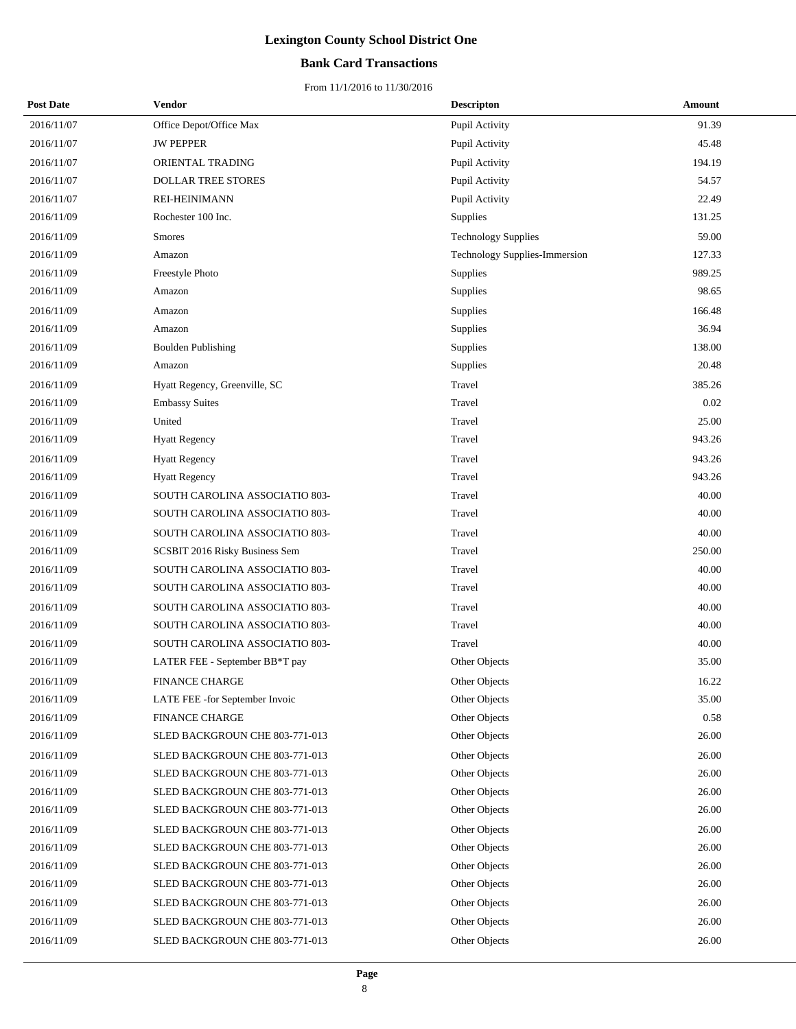# Lexington County School District One

## Bank Card Transactions

From 11/1/2016 to 11/30/2016

| Post Date | Vendor | Descripton | Amount |
|---|---|---|---|
| 2016/11/07 | Office Depot/Office Max | Pupil Activity | 91.39 |
| 2016/11/07 | JW PEPPER | Pupil Activity | 45.48 |
| 2016/11/07 | ORIENTAL TRADING | Pupil Activity | 194.19 |
| 2016/11/07 | DOLLAR TREE STORES | Pupil Activity | 54.57 |
| 2016/11/07 | REI-HEINIMANN | Pupil Activity | 22.49 |
| 2016/11/09 | Rochester 100 Inc. | Supplies | 131.25 |
| 2016/11/09 | Smores | Technology Supplies | 59.00 |
| 2016/11/09 | Amazon | Technology Supplies-Immersion | 127.33 |
| 2016/11/09 | Freestyle Photo | Supplies | 989.25 |
| 2016/11/09 | Amazon | Supplies | 98.65 |
| 2016/11/09 | Amazon | Supplies | 166.48 |
| 2016/11/09 | Amazon | Supplies | 36.94 |
| 2016/11/09 | Boulden Publishing | Supplies | 138.00 |
| 2016/11/09 | Amazon | Supplies | 20.48 |
| 2016/11/09 | Hyatt Regency, Greenville, SC | Travel | 385.26 |
| 2016/11/09 | Embassy Suites | Travel | 0.02 |
| 2016/11/09 | United | Travel | 25.00 |
| 2016/11/09 | Hyatt Regency | Travel | 943.26 |
| 2016/11/09 | Hyatt Regency | Travel | 943.26 |
| 2016/11/09 | Hyatt Regency | Travel | 943.26 |
| 2016/11/09 | SOUTH CAROLINA ASSOCIATIO 803- | Travel | 40.00 |
| 2016/11/09 | SOUTH CAROLINA ASSOCIATIO 803- | Travel | 40.00 |
| 2016/11/09 | SOUTH CAROLINA ASSOCIATIO 803- | Travel | 40.00 |
| 2016/11/09 | SCSBIT 2016 Risky Business Sem | Travel | 250.00 |
| 2016/11/09 | SOUTH CAROLINA ASSOCIATIO 803- | Travel | 40.00 |
| 2016/11/09 | SOUTH CAROLINA ASSOCIATIO 803- | Travel | 40.00 |
| 2016/11/09 | SOUTH CAROLINA ASSOCIATIO 803- | Travel | 40.00 |
| 2016/11/09 | SOUTH CAROLINA ASSOCIATIO 803- | Travel | 40.00 |
| 2016/11/09 | SOUTH CAROLINA ASSOCIATIO 803- | Travel | 40.00 |
| 2016/11/09 | LATER FEE - September BB*T pay | Other Objects | 35.00 |
| 2016/11/09 | FINANCE CHARGE | Other Objects | 16.22 |
| 2016/11/09 | LATE FEE -for September Invoic | Other Objects | 35.00 |
| 2016/11/09 | FINANCE CHARGE | Other Objects | 0.58 |
| 2016/11/09 | SLED BACKGROUN CHE 803-771-013 | Other Objects | 26.00 |
| 2016/11/09 | SLED BACKGROUN CHE 803-771-013 | Other Objects | 26.00 |
| 2016/11/09 | SLED BACKGROUN CHE 803-771-013 | Other Objects | 26.00 |
| 2016/11/09 | SLED BACKGROUN CHE 803-771-013 | Other Objects | 26.00 |
| 2016/11/09 | SLED BACKGROUN CHE 803-771-013 | Other Objects | 26.00 |
| 2016/11/09 | SLED BACKGROUN CHE 803-771-013 | Other Objects | 26.00 |
| 2016/11/09 | SLED BACKGROUN CHE 803-771-013 | Other Objects | 26.00 |
| 2016/11/09 | SLED BACKGROUN CHE 803-771-013 | Other Objects | 26.00 |
| 2016/11/09 | SLED BACKGROUN CHE 803-771-013 | Other Objects | 26.00 |
| 2016/11/09 | SLED BACKGROUN CHE 803-771-013 | Other Objects | 26.00 |
| 2016/11/09 | SLED BACKGROUN CHE 803-771-013 | Other Objects | 26.00 |
| 2016/11/09 | SLED BACKGROUN CHE 803-771-013 | Other Objects | 26.00 |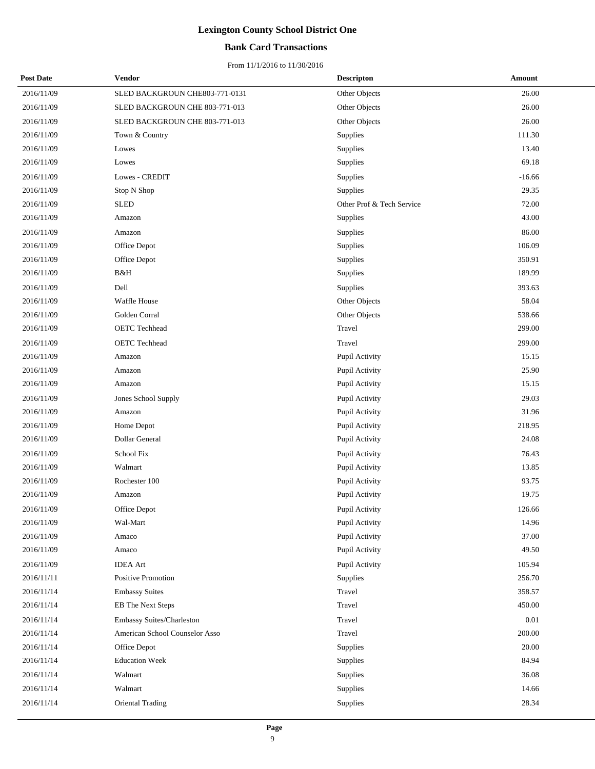# Lexington County School District One

## Bank Card Transactions

From 11/1/2016 to 11/30/2016

| Post Date | Vendor | Descripton | Amount |
|---|---|---|---|
| 2016/11/09 | SLED BACKGROUN CHE803-771-0131 | Other Objects | 26.00 |
| 2016/11/09 | SLED BACKGROUN CHE 803-771-013 | Other Objects | 26.00 |
| 2016/11/09 | SLED BACKGROUN CHE 803-771-013 | Other Objects | 26.00 |
| 2016/11/09 | Town & Country | Supplies | 111.30 |
| 2016/11/09 | Lowes | Supplies | 13.40 |
| 2016/11/09 | Lowes | Supplies | 69.18 |
| 2016/11/09 | Lowes - CREDIT | Supplies | -16.66 |
| 2016/11/09 | Stop N Shop | Supplies | 29.35 |
| 2016/11/09 | SLED | Other Prof & Tech Service | 72.00 |
| 2016/11/09 | Amazon | Supplies | 43.00 |
| 2016/11/09 | Amazon | Supplies | 86.00 |
| 2016/11/09 | Office Depot | Supplies | 106.09 |
| 2016/11/09 | Office Depot | Supplies | 350.91 |
| 2016/11/09 | B&H | Supplies | 189.99 |
| 2016/11/09 | Dell | Supplies | 393.63 |
| 2016/11/09 | Waffle House | Other Objects | 58.04 |
| 2016/11/09 | Golden Corral | Other Objects | 538.66 |
| 2016/11/09 | OETC Techhead | Travel | 299.00 |
| 2016/11/09 | OETC Techhead | Travel | 299.00 |
| 2016/11/09 | Amazon | Pupil Activity | 15.15 |
| 2016/11/09 | Amazon | Pupil Activity | 25.90 |
| 2016/11/09 | Amazon | Pupil Activity | 15.15 |
| 2016/11/09 | Jones School Supply | Pupil Activity | 29.03 |
| 2016/11/09 | Amazon | Pupil Activity | 31.96 |
| 2016/11/09 | Home Depot | Pupil Activity | 218.95 |
| 2016/11/09 | Dollar General | Pupil Activity | 24.08 |
| 2016/11/09 | School Fix | Pupil Activity | 76.43 |
| 2016/11/09 | Walmart | Pupil Activity | 13.85 |
| 2016/11/09 | Rochester 100 | Pupil Activity | 93.75 |
| 2016/11/09 | Amazon | Pupil Activity | 19.75 |
| 2016/11/09 | Office Depot | Pupil Activity | 126.66 |
| 2016/11/09 | Wal-Mart | Pupil Activity | 14.96 |
| 2016/11/09 | Amaco | Pupil Activity | 37.00 |
| 2016/11/09 | Amaco | Pupil Activity | 49.50 |
| 2016/11/09 | IDEA Art | Pupil Activity | 105.94 |
| 2016/11/11 | Positive Promotion | Supplies | 256.70 |
| 2016/11/14 | Embassy Suites | Travel | 358.57 |
| 2016/11/14 | EB The Next Steps | Travel | 450.00 |
| 2016/11/14 | Embassy Suites/Charleston | Travel | 0.01 |
| 2016/11/14 | American School Counselor Asso | Travel | 200.00 |
| 2016/11/14 | Office Depot | Supplies | 20.00 |
| 2016/11/14 | Education Week | Supplies | 84.94 |
| 2016/11/14 | Walmart | Supplies | 36.08 |
| 2016/11/14 | Walmart | Supplies | 14.66 |
| 2016/11/14 | Oriental Trading | Supplies | 28.34 |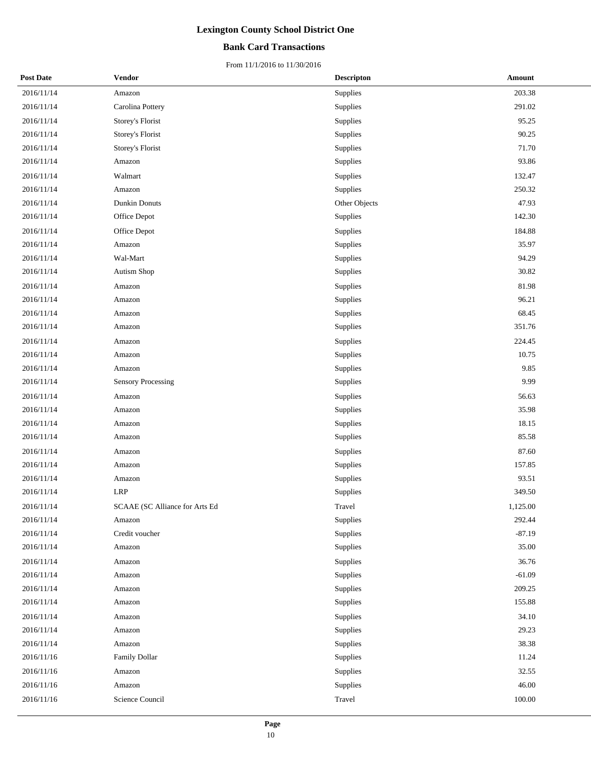# Lexington County School District One

## Bank Card Transactions

From 11/1/2016 to 11/30/2016

| Post Date | Vendor | Descripton | Amount |
|---|---|---|---|
| 2016/11/14 | Amazon | Supplies | 203.38 |
| 2016/11/14 | Carolina Pottery | Supplies | 291.02 |
| 2016/11/14 | Storey's Florist | Supplies | 95.25 |
| 2016/11/14 | Storey's Florist | Supplies | 90.25 |
| 2016/11/14 | Storey's Florist | Supplies | 71.70 |
| 2016/11/14 | Amazon | Supplies | 93.86 |
| 2016/11/14 | Walmart | Supplies | 132.47 |
| 2016/11/14 | Amazon | Supplies | 250.32 |
| 2016/11/14 | Dunkin Donuts | Other Objects | 47.93 |
| 2016/11/14 | Office Depot | Supplies | 142.30 |
| 2016/11/14 | Office Depot | Supplies | 184.88 |
| 2016/11/14 | Amazon | Supplies | 35.97 |
| 2016/11/14 | Wal-Mart | Supplies | 94.29 |
| 2016/11/14 | Autism Shop | Supplies | 30.82 |
| 2016/11/14 | Amazon | Supplies | 81.98 |
| 2016/11/14 | Amazon | Supplies | 96.21 |
| 2016/11/14 | Amazon | Supplies | 68.45 |
| 2016/11/14 | Amazon | Supplies | 351.76 |
| 2016/11/14 | Amazon | Supplies | 224.45 |
| 2016/11/14 | Amazon | Supplies | 10.75 |
| 2016/11/14 | Amazon | Supplies | 9.85 |
| 2016/11/14 | Sensory Processing | Supplies | 9.99 |
| 2016/11/14 | Amazon | Supplies | 56.63 |
| 2016/11/14 | Amazon | Supplies | 35.98 |
| 2016/11/14 | Amazon | Supplies | 18.15 |
| 2016/11/14 | Amazon | Supplies | 85.58 |
| 2016/11/14 | Amazon | Supplies | 87.60 |
| 2016/11/14 | Amazon | Supplies | 157.85 |
| 2016/11/14 | Amazon | Supplies | 93.51 |
| 2016/11/14 | LRP | Supplies | 349.50 |
| 2016/11/14 | SCAAE (SC Alliance for Arts Ed | Travel | 1,125.00 |
| 2016/11/14 | Amazon | Supplies | 292.44 |
| 2016/11/14 | Credit voucher | Supplies | -87.19 |
| 2016/11/14 | Amazon | Supplies | 35.00 |
| 2016/11/14 | Amazon | Supplies | 36.76 |
| 2016/11/14 | Amazon | Supplies | -61.09 |
| 2016/11/14 | Amazon | Supplies | 209.25 |
| 2016/11/14 | Amazon | Supplies | 155.88 |
| 2016/11/14 | Amazon | Supplies | 34.10 |
| 2016/11/14 | Amazon | Supplies | 29.23 |
| 2016/11/14 | Amazon | Supplies | 38.38 |
| 2016/11/16 | Family Dollar | Supplies | 11.24 |
| 2016/11/16 | Amazon | Supplies | 32.55 |
| 2016/11/16 | Amazon | Supplies | 46.00 |
| 2016/11/16 | Science Council | Travel | 100.00 |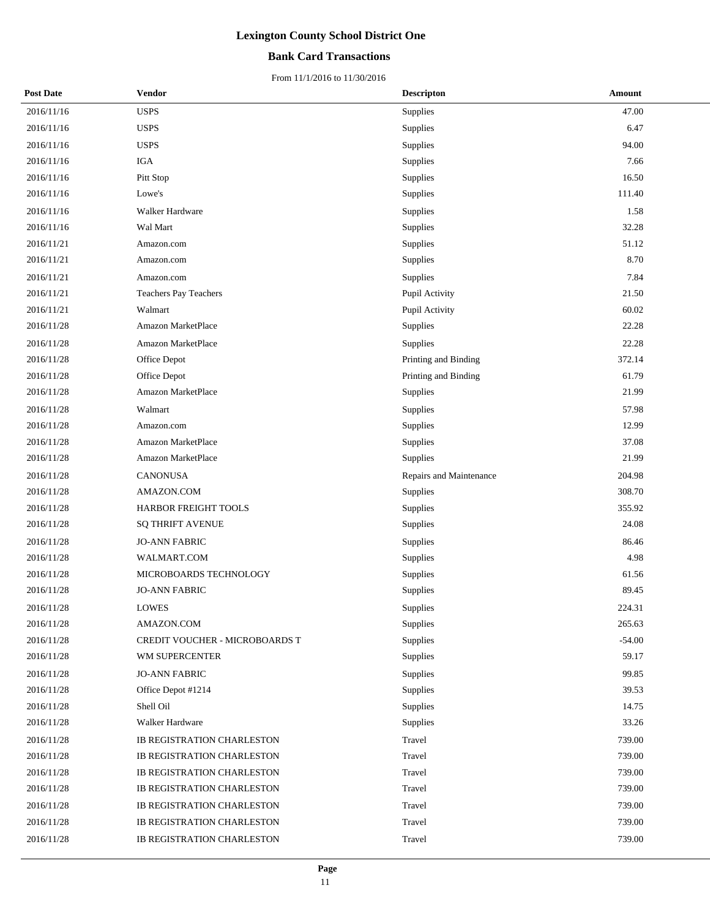# Lexington County School District One

## Bank Card Transactions

From 11/1/2016 to 11/30/2016

| Post Date | Vendor | Descripton | Amount |
|---|---|---|---|
| 2016/11/16 | USPS | Supplies | 47.00 |
| 2016/11/16 | USPS | Supplies | 6.47 |
| 2016/11/16 | USPS | Supplies | 94.00 |
| 2016/11/16 | IGA | Supplies | 7.66 |
| 2016/11/16 | Pitt Stop | Supplies | 16.50 |
| 2016/11/16 | Lowe's | Supplies | 111.40 |
| 2016/11/16 | Walker Hardware | Supplies | 1.58 |
| 2016/11/16 | Wal Mart | Supplies | 32.28 |
| 2016/11/21 | Amazon.com | Supplies | 51.12 |
| 2016/11/21 | Amazon.com | Supplies | 8.70 |
| 2016/11/21 | Amazon.com | Supplies | 7.84 |
| 2016/11/21 | Teachers Pay Teachers | Pupil Activity | 21.50 |
| 2016/11/21 | Walmart | Pupil Activity | 60.02 |
| 2016/11/28 | Amazon MarketPlace | Supplies | 22.28 |
| 2016/11/28 | Amazon MarketPlace | Supplies | 22.28 |
| 2016/11/28 | Office Depot | Printing and Binding | 372.14 |
| 2016/11/28 | Office Depot | Printing and Binding | 61.79 |
| 2016/11/28 | Amazon MarketPlace | Supplies | 21.99 |
| 2016/11/28 | Walmart | Supplies | 57.98 |
| 2016/11/28 | Amazon.com | Supplies | 12.99 |
| 2016/11/28 | Amazon MarketPlace | Supplies | 37.08 |
| 2016/11/28 | Amazon MarketPlace | Supplies | 21.99 |
| 2016/11/28 | CANONUSA | Repairs and Maintenance | 204.98 |
| 2016/11/28 | AMAZON.COM | Supplies | 308.70 |
| 2016/11/28 | HARBOR FREIGHT TOOLS | Supplies | 355.92 |
| 2016/11/28 | SQ THRIFT AVENUE | Supplies | 24.08 |
| 2016/11/28 | JO-ANN FABRIC | Supplies | 86.46 |
| 2016/11/28 | WALMART.COM | Supplies | 4.98 |
| 2016/11/28 | MICROBOARDS TECHNOLOGY | Supplies | 61.56 |
| 2016/11/28 | JO-ANN FABRIC | Supplies | 89.45 |
| 2016/11/28 | LOWES | Supplies | 224.31 |
| 2016/11/28 | AMAZON.COM | Supplies | 265.63 |
| 2016/11/28 | CREDIT VOUCHER - MICROBOARDS T | Supplies | -54.00 |
| 2016/11/28 | WM SUPERCENTER | Supplies | 59.17 |
| 2016/11/28 | JO-ANN FABRIC | Supplies | 99.85 |
| 2016/11/28 | Office Depot #1214 | Supplies | 39.53 |
| 2016/11/28 | Shell Oil | Supplies | 14.75 |
| 2016/11/28 | Walker Hardware | Supplies | 33.26 |
| 2016/11/28 | IB REGISTRATION CHARLESTON | Travel | 739.00 |
| 2016/11/28 | IB REGISTRATION CHARLESTON | Travel | 739.00 |
| 2016/11/28 | IB REGISTRATION CHARLESTON | Travel | 739.00 |
| 2016/11/28 | IB REGISTRATION CHARLESTON | Travel | 739.00 |
| 2016/11/28 | IB REGISTRATION CHARLESTON | Travel | 739.00 |
| 2016/11/28 | IB REGISTRATION CHARLESTON | Travel | 739.00 |
| 2016/11/28 | IB REGISTRATION CHARLESTON | Travel | 739.00 |